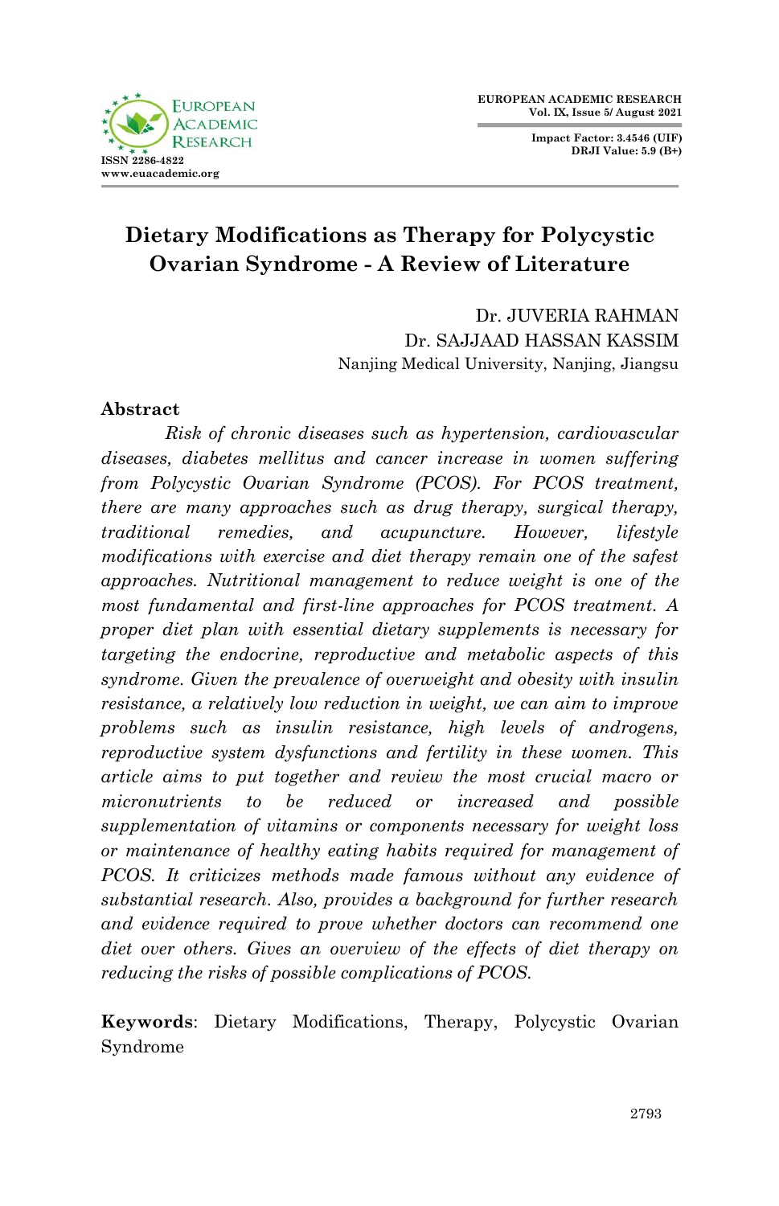# Dietary Modifications as Therapy for Polycystic Ovarian Syndrome - A Review of Literature

Dr. JUVERIA RAHMAN
Dr. SAJJAAD HASSAN KASSIM
Nanjing Medical University, Nanjing, Jiangsu

## Abstract

*Risk of chronic diseases such as hypertension, cardiovascular diseases, diabetes mellitus and cancer increase in women suffering from Polycystic Ovarian Syndrome (PCOS). For PCOS treatment, there are many approaches such as drug therapy, surgical therapy, traditional remedies, and acupuncture. However, lifestyle modifications with exercise and diet therapy remain one of the safest approaches. Nutritional management to reduce weight is one of the most fundamental and first-line approaches for PCOS treatment. A proper diet plan with essential dietary supplements is necessary for targeting the endocrine, reproductive and metabolic aspects of this syndrome. Given the prevalence of overweight and obesity with insulin resistance, a relatively low reduction in weight, we can aim to improve problems such as insulin resistance, high levels of androgens, reproductive system dysfunctions and fertility in these women. This article aims to put together and review the most crucial macro or micronutrients to be reduced or increased and possible supplementation of vitamins or components necessary for weight loss or maintenance of healthy eating habits required for management of PCOS. It criticizes methods made famous without any evidence of substantial research. Also, provides a background for further research and evidence required to prove whether doctors can recommend one diet over others. Gives an overview of the effects of diet therapy on reducing the risks of possible complications of PCOS.*

**Keywords**: Dietary Modifications, Therapy, Polycystic Ovarian Syndrome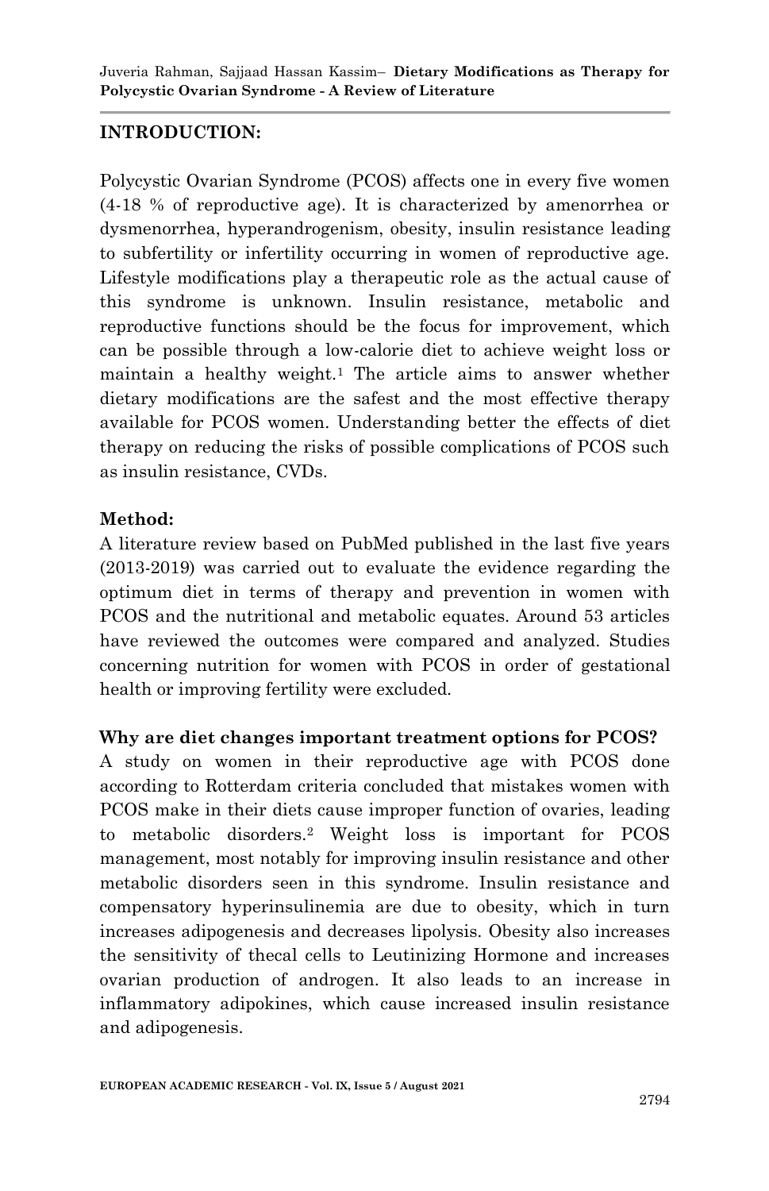## INTRODUCTION:

Polycystic Ovarian Syndrome (PCOS) affects one in every five women (4-18 % of reproductive age). It is characterized by amenorrhea or dysmenorrhea, hyperandrogenism, obesity, insulin resistance leading to subfertility or infertility occurring in women of reproductive age. Lifestyle modifications play a therapeutic role as the actual cause of this syndrome is unknown. Insulin resistance, metabolic and reproductive functions should be the focus for improvement, which can be possible through a low-calorie diet to achieve weight loss or maintain a healthy weight.[1] The article aims to answer whether dietary modifications are the safest and the most effective therapy available for PCOS women. Understanding better the effects of diet therapy on reducing the risks of possible complications of PCOS such as insulin resistance, CVDs.

### Method:

A literature review based on PubMed published in the last five years (2013-2019) was carried out to evaluate the evidence regarding the optimum diet in terms of therapy and prevention in women with PCOS and the nutritional and metabolic equates. Around 53 articles have reviewed the outcomes were compared and analyzed. Studies concerning nutrition for women with PCOS in order of gestational health or improving fertility were excluded.

### Why are diet changes important treatment options for PCOS?

A study on women in their reproductive age with PCOS done according to Rotterdam criteria concluded that mistakes women with PCOS make in their diets cause improper function of ovaries, leading to metabolic disorders.[2] Weight loss is important for PCOS management, most notably for improving insulin resistance and other metabolic disorders seen in this syndrome. Insulin resistance and compensatory hyperinsulinemia are due to obesity, which in turn increases adipogenesis and decreases lipolysis. Obesity also increases the sensitivity of thecal cells to Leutinizing Hormone and increases ovarian production of androgen. It also leads to an increase in inflammatory adipokines, which cause increased insulin resistance and adipogenesis.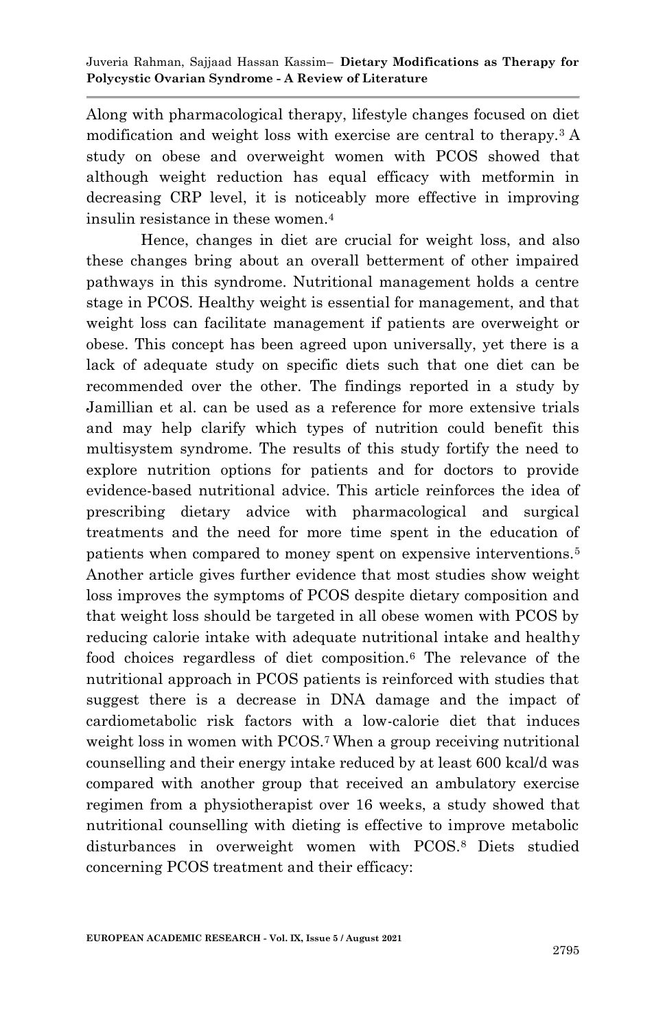Along with pharmacological therapy, lifestyle changes focused on diet modification and weight loss with exercise are central to therapy.[3] A study on obese and overweight women with PCOS showed that although weight reduction has equal efficacy with metformin in decreasing CRP level, it is noticeably more effective in improving insulin resistance in these women.[4]

Hence, changes in diet are crucial for weight loss, and also these changes bring about an overall betterment of other impaired pathways in this syndrome. Nutritional management holds a centre stage in PCOS. Healthy weight is essential for management, and that weight loss can facilitate management if patients are overweight or obese. This concept has been agreed upon universally, yet there is a lack of adequate study on specific diets such that one diet can be recommended over the other. The findings reported in a study by Jamillian et al. can be used as a reference for more extensive trials and may help clarify which types of nutrition could benefit this multisystem syndrome. The results of this study fortify the need to explore nutrition options for patients and for doctors to provide evidence-based nutritional advice. This article reinforces the idea of prescribing dietary advice with pharmacological and surgical treatments and the need for more time spent in the education of patients when compared to money spent on expensive interventions.[5] Another article gives further evidence that most studies show weight loss improves the symptoms of PCOS despite dietary composition and that weight loss should be targeted in all obese women with PCOS by reducing calorie intake with adequate nutritional intake and healthy food choices regardless of diet composition.[6] The relevance of the nutritional approach in PCOS patients is reinforced with studies that suggest there is a decrease in DNA damage and the impact of cardiometabolic risk factors with a low-calorie diet that induces weight loss in women with PCOS.[7] When a group receiving nutritional counselling and their energy intake reduced by at least 600 kcal/d was compared with another group that received an ambulatory exercise regimen from a physiotherapist over 16 weeks, a study showed that nutritional counselling with dieting is effective to improve metabolic disturbances in overweight women with PCOS.[8] Diets studied concerning PCOS treatment and their efficacy: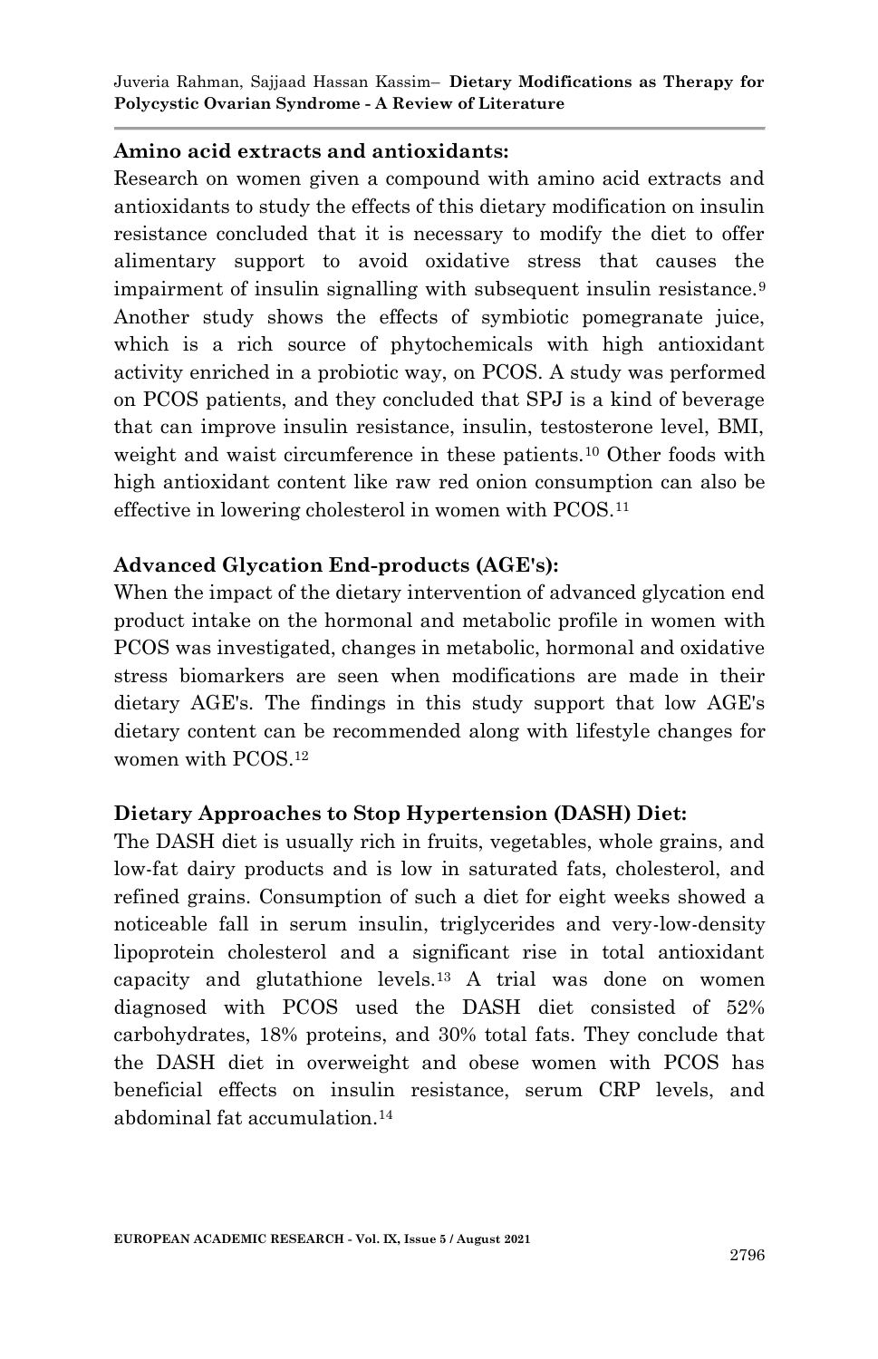**Amino acid extracts and antioxidants:**

Research on women given a compound with amino acid extracts and antioxidants to study the effects of this dietary modification on insulin resistance concluded that it is necessary to modify the diet to offer alimentary support to avoid oxidative stress that causes the impairment of insulin signalling with subsequent insulin resistance.[9] Another study shows the effects of symbiotic pomegranate juice, which is a rich source of phytochemicals with high antioxidant activity enriched in a probiotic way, on PCOS. A study was performed on PCOS patients, and they concluded that SPJ is a kind of beverage that can improve insulin resistance, insulin, testosterone level, BMI, weight and waist circumference in these patients.[10] Other foods with high antioxidant content like raw red onion consumption can also be effective in lowering cholesterol in women with PCOS.[11]

**Advanced Glycation End-products (AGE's):**

When the impact of the dietary intervention of advanced glycation end product intake on the hormonal and metabolic profile in women with PCOS was investigated, changes in metabolic, hormonal and oxidative stress biomarkers are seen when modifications are made in their dietary AGE's. The findings in this study support that low AGE's dietary content can be recommended along with lifestyle changes for women with PCOS.[12]

**Dietary Approaches to Stop Hypertension (DASH) Diet:**

The DASH diet is usually rich in fruits, vegetables, whole grains, and low-fat dairy products and is low in saturated fats, cholesterol, and refined grains. Consumption of such a diet for eight weeks showed a noticeable fall in serum insulin, triglycerides and very-low-density lipoprotein cholesterol and a significant rise in total antioxidant capacity and glutathione levels.[13] A trial was done on women diagnosed with PCOS used the DASH diet consisted of 52% carbohydrates, 18% proteins, and 30% total fats. They conclude that the DASH diet in overweight and obese women with PCOS has beneficial effects on insulin resistance, serum CRP levels, and abdominal fat accumulation.[14]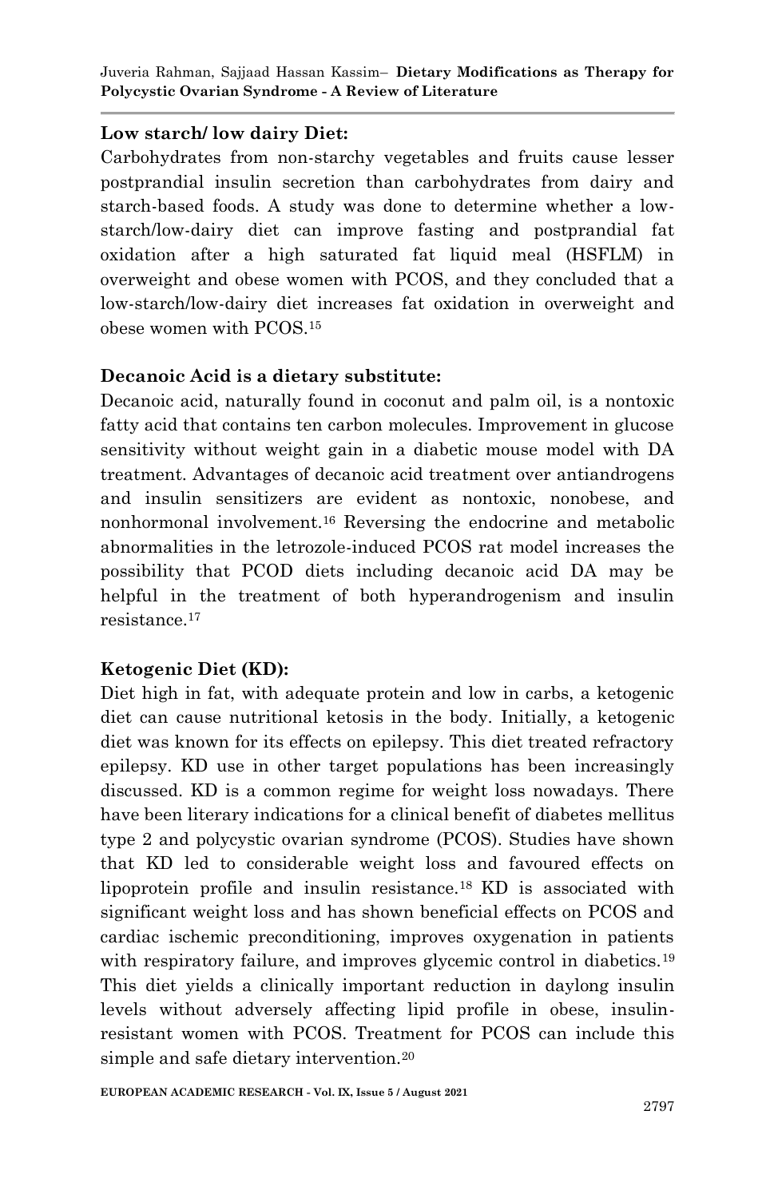**Low starch/ low dairy Diet:**

Carbohydrates from non-starchy vegetables and fruits cause lesser postprandial insulin secretion than carbohydrates from dairy and starch-based foods. A study was done to determine whether a low-starch/low-dairy diet can improve fasting and postprandial fat oxidation after a high saturated fat liquid meal (HSFLM) in overweight and obese women with PCOS, and they concluded that a low-starch/low-dairy diet increases fat oxidation in overweight and obese women with PCOS.[15]

**Decanoic Acid is a dietary substitute:**

Decanoic acid, naturally found in coconut and palm oil, is a nontoxic fatty acid that contains ten carbon molecules. Improvement in glucose sensitivity without weight gain in a diabetic mouse model with DA treatment. Advantages of decanoic acid treatment over antiandrogens and insulin sensitizers are evident as nontoxic, nonobese, and nonhormonal involvement.[16] Reversing the endocrine and metabolic abnormalities in the letrozole-induced PCOS rat model increases the possibility that PCOD diets including decanoic acid DA may be helpful in the treatment of both hyperandrogenism and insulin resistance.[17]

**Ketogenic Diet (KD):**

Diet high in fat, with adequate protein and low in carbs, a ketogenic diet can cause nutritional ketosis in the body. Initially, a ketogenic diet was known for its effects on epilepsy. This diet treated refractory epilepsy. KD use in other target populations has been increasingly discussed. KD is a common regime for weight loss nowadays. There have been literary indications for a clinical benefit of diabetes mellitus type 2 and polycystic ovarian syndrome (PCOS). Studies have shown that KD led to considerable weight loss and favoured effects on lipoprotein profile and insulin resistance.[18] KD is associated with significant weight loss and has shown beneficial effects on PCOS and cardiac ischemic preconditioning, improves oxygenation in patients with respiratory failure, and improves glycemic control in diabetics.[19] This diet yields a clinically important reduction in daylong insulin levels without adversely affecting lipid profile in obese, insulin-resistant women with PCOS. Treatment for PCOS can include this simple and safe dietary intervention.[20]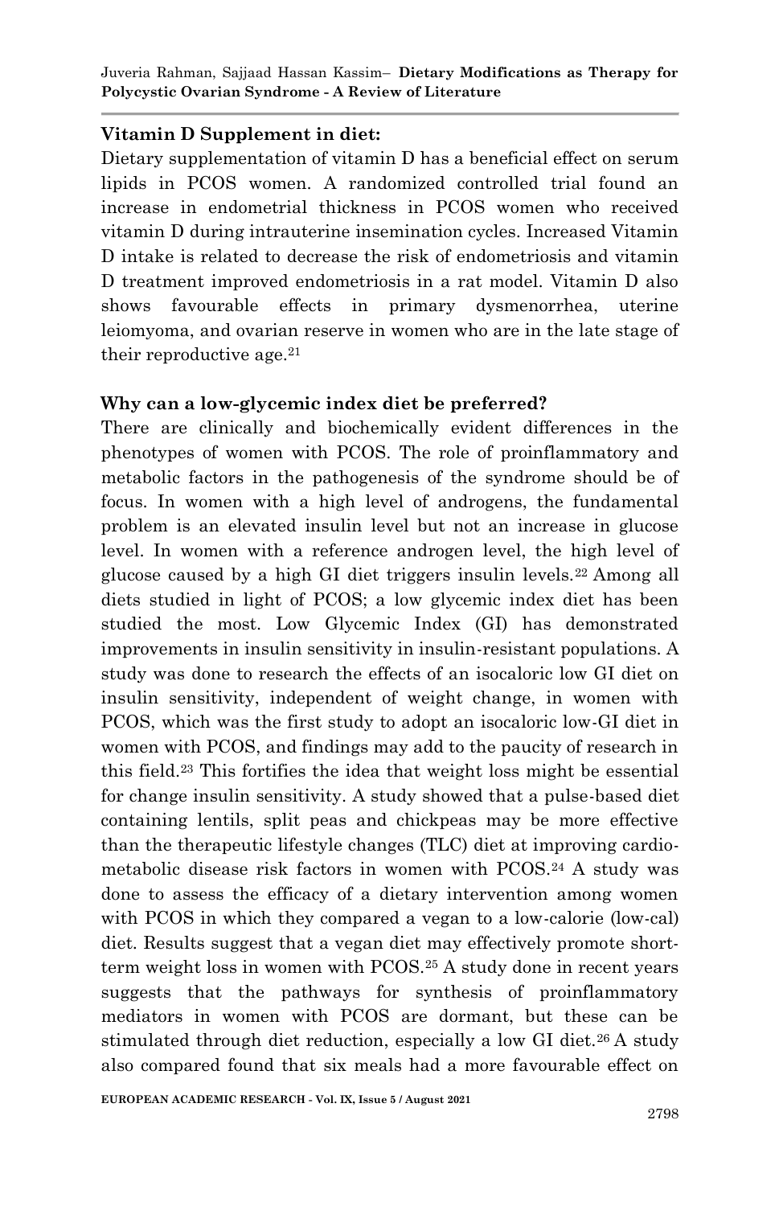**Vitamin D Supplement in diet:**

Dietary supplementation of vitamin D has a beneficial effect on serum lipids in PCOS women. A randomized controlled trial found an increase in endometrial thickness in PCOS women who received vitamin D during intrauterine insemination cycles. Increased Vitamin D intake is related to decrease the risk of endometriosis and vitamin D treatment improved endometriosis in a rat model. Vitamin D also shows favourable effects in primary dysmenorrhea, uterine leiomyoma, and ovarian reserve in women who are in the late stage of their reproductive age.[21]

**Why can a low-glycemic index diet be preferred?**

There are clinically and biochemically evident differences in the phenotypes of women with PCOS. The role of proinflammatory and metabolic factors in the pathogenesis of the syndrome should be of focus. In women with a high level of androgens, the fundamental problem is an elevated insulin level but not an increase in glucose level. In women with a reference androgen level, the high level of glucose caused by a high GI diet triggers insulin levels.[22] Among all diets studied in light of PCOS; a low glycemic index diet has been studied the most. Low Glycemic Index (GI) has demonstrated improvements in insulin sensitivity in insulin-resistant populations. A study was done to research the effects of an isocaloric low GI diet on insulin sensitivity, independent of weight change, in women with PCOS, which was the first study to adopt an isocaloric low-GI diet in women with PCOS, and findings may add to the paucity of research in this field.[23] This fortifies the idea that weight loss might be essential for change insulin sensitivity. A study showed that a pulse-based diet containing lentils, split peas and chickpeas may be more effective than the therapeutic lifestyle changes (TLC) diet at improving cardio-metabolic disease risk factors in women with PCOS.[24] A study was done to assess the efficacy of a dietary intervention among women with PCOS in which they compared a vegan to a low-calorie (low-cal) diet. Results suggest that a vegan diet may effectively promote short-term weight loss in women with PCOS.[25] A study done in recent years suggests that the pathways for synthesis of proinflammatory mediators in women with PCOS are dormant, but these can be stimulated through diet reduction, especially a low GI diet.[26] A study also compared found that six meals had a more favourable effect on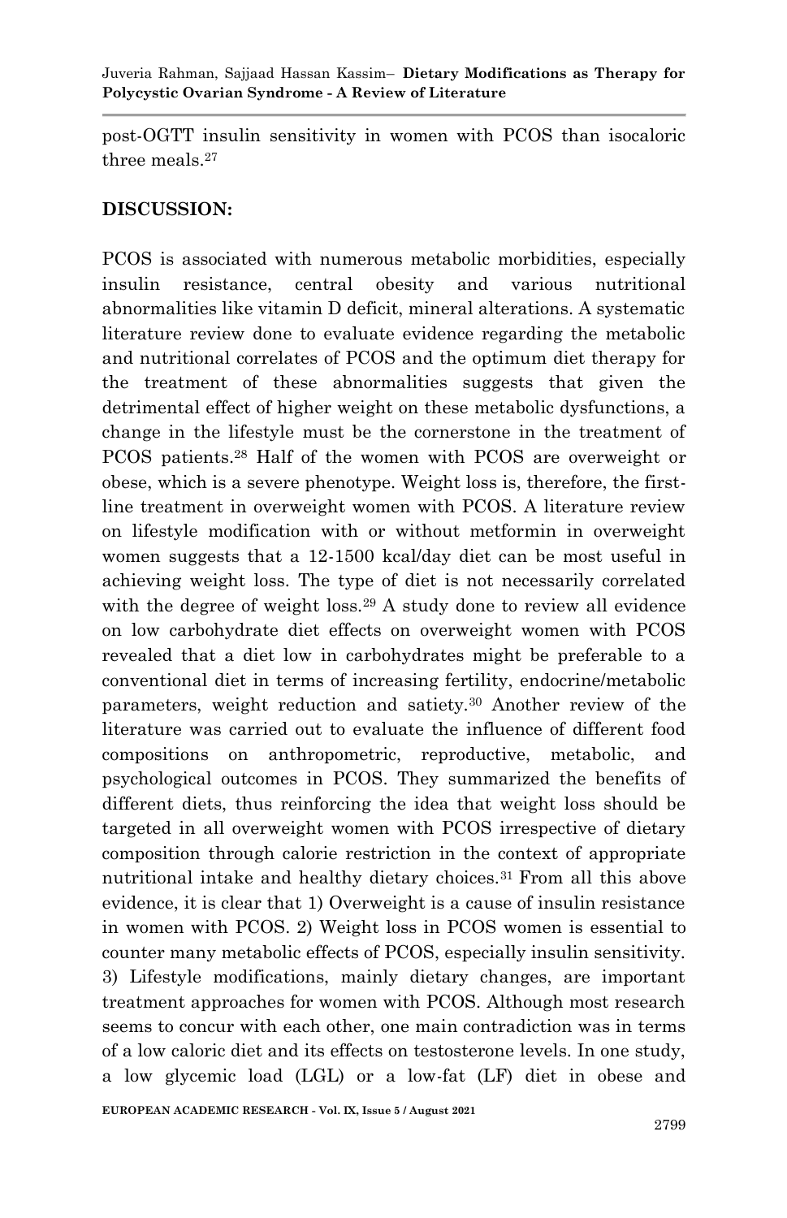post-OGTT insulin sensitivity in women with PCOS than isocaloric three meals.[27]

## DISCUSSION:

PCOS is associated with numerous metabolic morbidities, especially insulin resistance, central obesity and various nutritional abnormalities like vitamin D deficit, mineral alterations. A systematic literature review done to evaluate evidence regarding the metabolic and nutritional correlates of PCOS and the optimum diet therapy for the treatment of these abnormalities suggests that given the detrimental effect of higher weight on these metabolic dysfunctions, a change in the lifestyle must be the cornerstone in the treatment of PCOS patients.[28] Half of the women with PCOS are overweight or obese, which is a severe phenotype. Weight loss is, therefore, the first-line treatment in overweight women with PCOS. A literature review on lifestyle modification with or without metformin in overweight women suggests that a 12-1500 kcal/day diet can be most useful in achieving weight loss. The type of diet is not necessarily correlated with the degree of weight loss.[29] A study done to review all evidence on low carbohydrate diet effects on overweight women with PCOS revealed that a diet low in carbohydrates might be preferable to a conventional diet in terms of increasing fertility, endocrine/metabolic parameters, weight reduction and satiety.[30] Another review of the literature was carried out to evaluate the influence of different food compositions on anthropometric, reproductive, metabolic, and psychological outcomes in PCOS. They summarized the benefits of different diets, thus reinforcing the idea that weight loss should be targeted in all overweight women with PCOS irrespective of dietary composition through calorie restriction in the context of appropriate nutritional intake and healthy dietary choices.[31] From all this above evidence, it is clear that 1) Overweight is a cause of insulin resistance in women with PCOS. 2) Weight loss in PCOS women is essential to counter many metabolic effects of PCOS, especially insulin sensitivity. 3) Lifestyle modifications, mainly dietary changes, are important treatment approaches for women with PCOS. Although most research seems to concur with each other, one main contradiction was in terms of a low caloric diet and its effects on testosterone levels. In one study, a low glycemic load (LGL) or a low-fat (LF) diet in obese and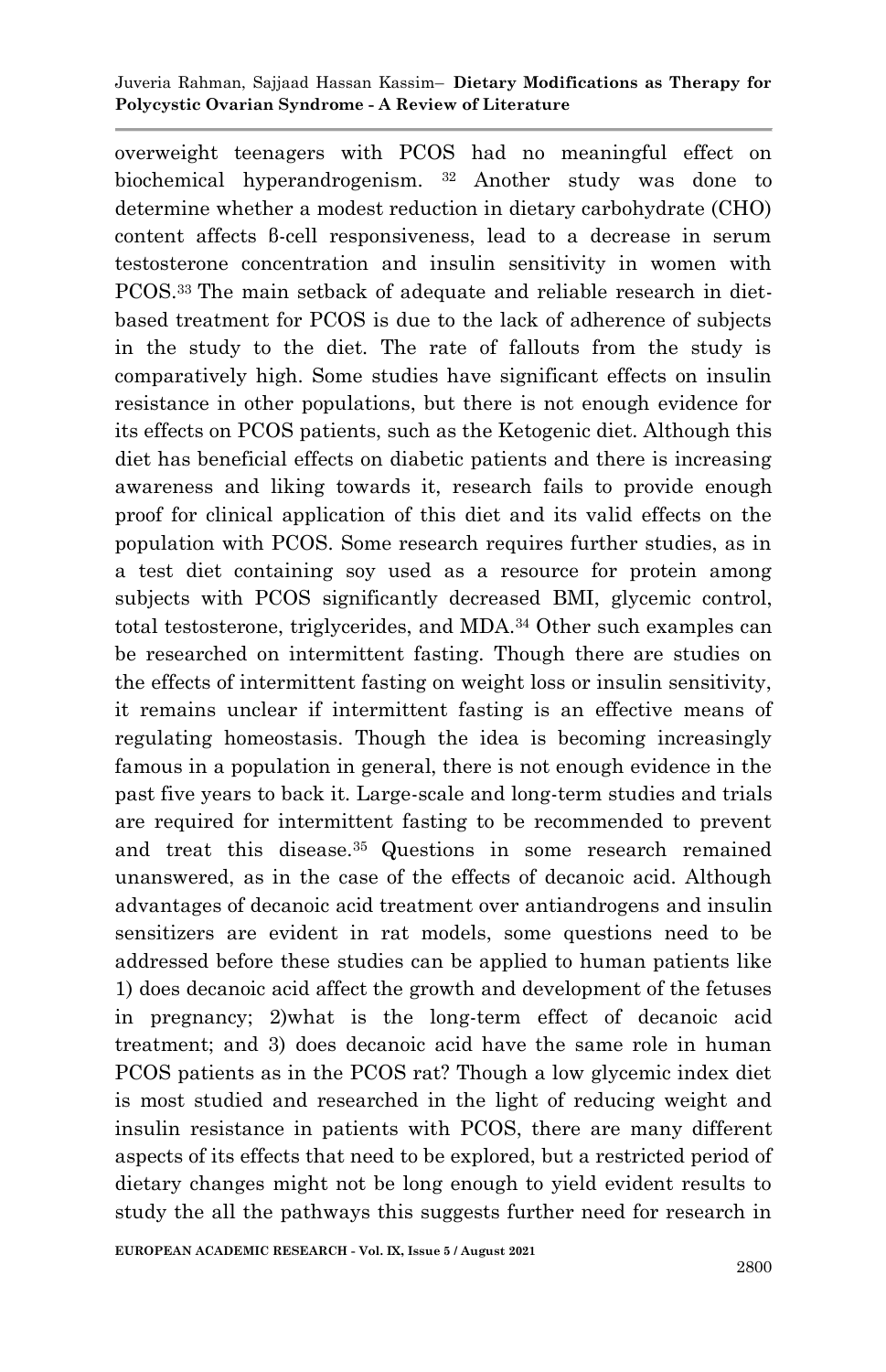overweight teenagers with PCOS had no meaningful effect on biochemical hyperandrogenism. [32] Another study was done to determine whether a modest reduction in dietary carbohydrate (CHO) content affects β-cell responsiveness, lead to a decrease in serum testosterone concentration and insulin sensitivity in women with PCOS.[33] The main setback of adequate and reliable research in diet-based treatment for PCOS is due to the lack of adherence of subjects in the study to the diet. The rate of fallouts from the study is comparatively high. Some studies have significant effects on insulin resistance in other populations, but there is not enough evidence for its effects on PCOS patients, such as the Ketogenic diet. Although this diet has beneficial effects on diabetic patients and there is increasing awareness and liking towards it, research fails to provide enough proof for clinical application of this diet and its valid effects on the population with PCOS. Some research requires further studies, as in a test diet containing soy used as a resource for protein among subjects with PCOS significantly decreased BMI, glycemic control, total testosterone, triglycerides, and MDA.[34] Other such examples can be researched on intermittent fasting. Though there are studies on the effects of intermittent fasting on weight loss or insulin sensitivity, it remains unclear if intermittent fasting is an effective means of regulating homeostasis. Though the idea is becoming increasingly famous in a population in general, there is not enough evidence in the past five years to back it. Large-scale and long-term studies and trials are required for intermittent fasting to be recommended to prevent and treat this disease.[35] Questions in some research remained unanswered, as in the case of the effects of decanoic acid. Although advantages of decanoic acid treatment over antiandrogens and insulin sensitizers are evident in rat models, some questions need to be addressed before these studies can be applied to human patients like 1) does decanoic acid affect the growth and development of the fetuses in pregnancy; 2)what is the long-term effect of decanoic acid treatment; and 3) does decanoic acid have the same role in human PCOS patients as in the PCOS rat? Though a low glycemic index diet is most studied and researched in the light of reducing weight and insulin resistance in patients with PCOS, there are many different aspects of its effects that need to be explored, but a restricted period of dietary changes might not be long enough to yield evident results to study the all the pathways this suggests further need for research in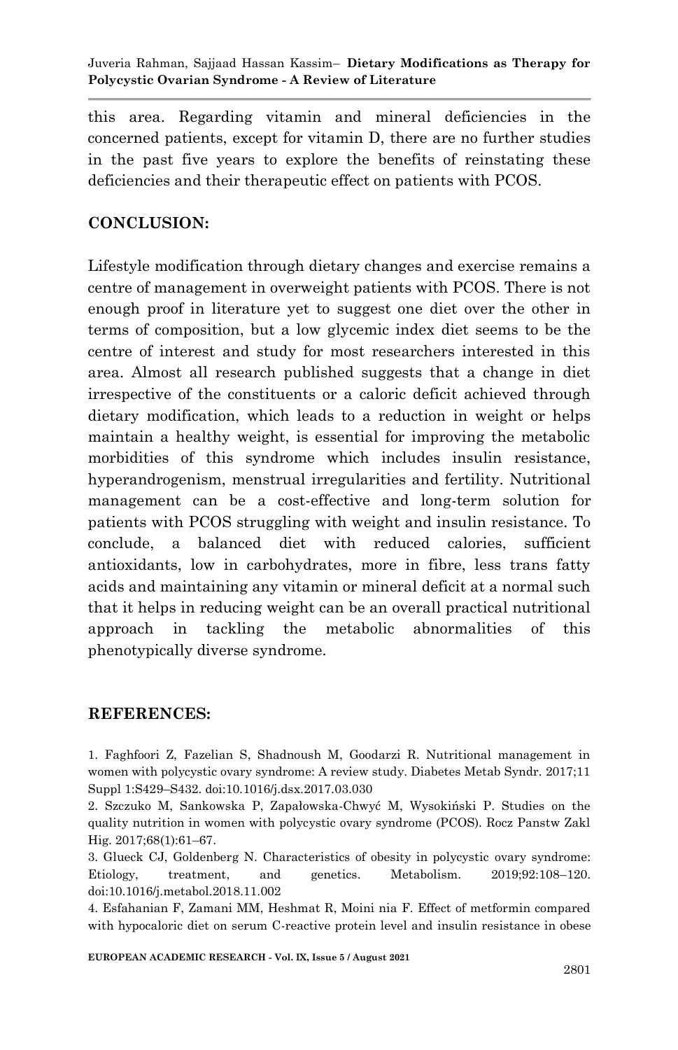this area. Regarding vitamin and mineral deficiencies in the concerned patients, except for vitamin D, there are no further studies in the past five years to explore the benefits of reinstating these deficiencies and their therapeutic effect on patients with PCOS.

## CONCLUSION:

Lifestyle modification through dietary changes and exercise remains a centre of management in overweight patients with PCOS. There is not enough proof in literature yet to suggest one diet over the other in terms of composition, but a low glycemic index diet seems to be the centre of interest and study for most researchers interested in this area. Almost all research published suggests that a change in diet irrespective of the constituents or a caloric deficit achieved through dietary modification, which leads to a reduction in weight or helps maintain a healthy weight, is essential for improving the metabolic morbidities of this syndrome which includes insulin resistance, hyperandrogenism, menstrual irregularities and fertility. Nutritional management can be a cost-effective and long-term solution for patients with PCOS struggling with weight and insulin resistance. To conclude, a balanced diet with reduced calories, sufficient antioxidants, low in carbohydrates, more in fibre, less trans fatty acids and maintaining any vitamin or mineral deficit at a normal such that it helps in reducing weight can be an overall practical nutritional approach in tackling the metabolic abnormalities of this phenotypically diverse syndrome.

## REFERENCES:

1. Faghfoori Z, Fazelian S, Shadnoush M, Goodarzi R. Nutritional management in women with polycystic ovary syndrome: A review study. Diabetes Metab Syndr. 2017;11 Suppl 1:S429–S432. doi:10.1016/j.dsx.2017.03.030

2. Szczuko M, Sankowska P, Zapałowska-Chwyć M, Wysokiński P. Studies on the quality nutrition in women with polycystic ovary syndrome (PCOS). Rocz Panstw Zakl Hig. 2017;68(1):61–67.

3. Glueck CJ, Goldenberg N. Characteristics of obesity in polycystic ovary syndrome: Etiology, treatment, and genetics. Metabolism. 2019;92:108–120. doi:10.1016/j.metabol.2018.11.002

4. Esfahanian F, Zamani MM, Heshmat R, Moini nia F. Effect of metformin compared with hypocaloric diet on serum C-reactive protein level and insulin resistance in obese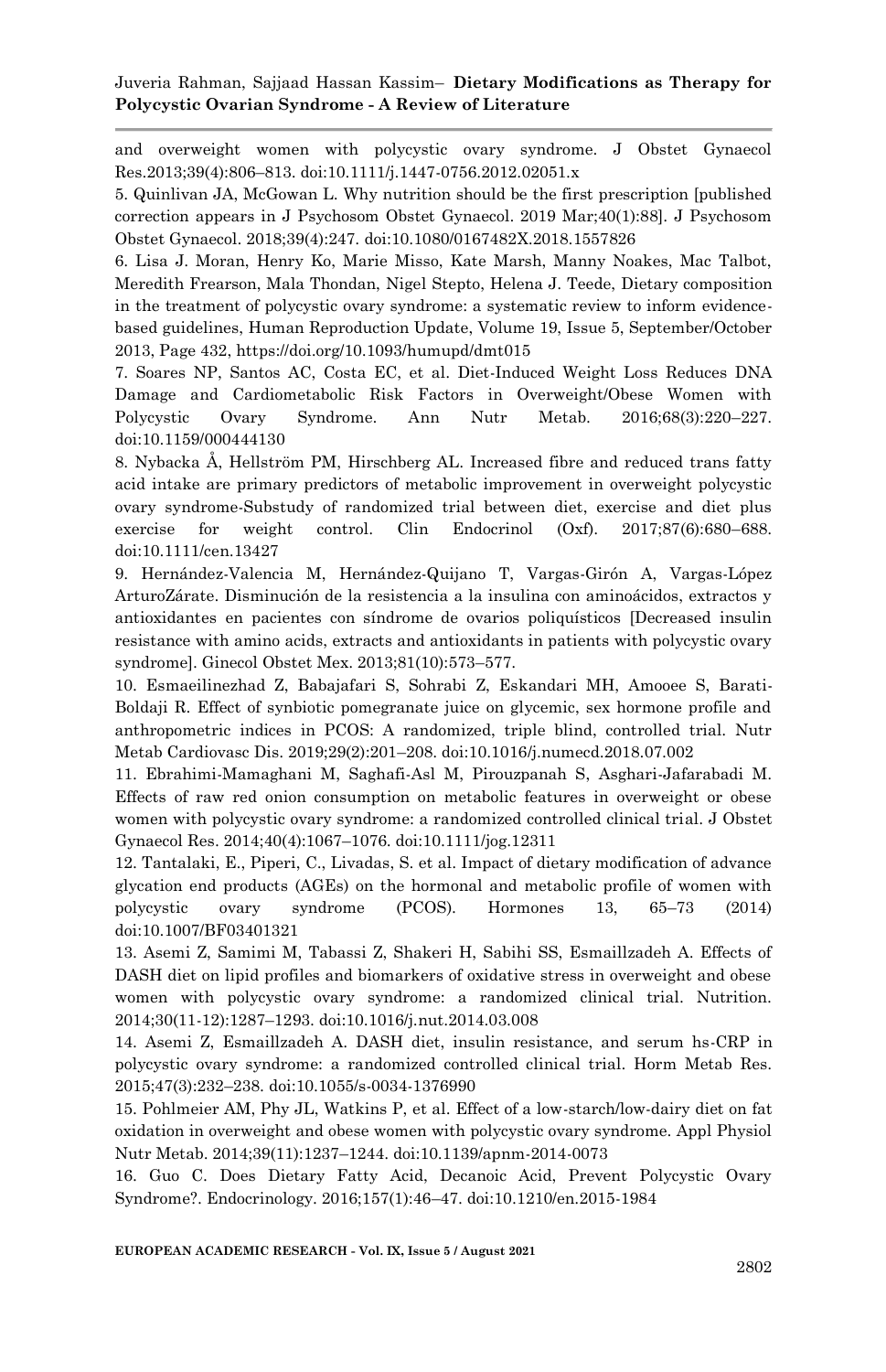and overweight women with polycystic ovary syndrome. J Obstet Gynaecol Res.2013;39(4):806–813. doi:10.1111/j.1447-0756.2012.02051.x

5. Quinlivan JA, McGowan L. Why nutrition should be the first prescription [published correction appears in J Psychosom Obstet Gynaecol. 2019 Mar;40(1):88]. J Psychosom Obstet Gynaecol. 2018;39(4):247. doi:10.1080/0167482X.2018.1557826

6. Lisa J. Moran, Henry Ko, Marie Misso, Kate Marsh, Manny Noakes, Mac Talbot, Meredith Frearson, Mala Thondan, Nigel Stepto, Helena J. Teede, Dietary composition in the treatment of polycystic ovary syndrome: a systematic review to inform evidence-based guidelines, Human Reproduction Update, Volume 19, Issue 5, September/October 2013, Page 432, https://doi.org/10.1093/humupd/dmt015

7. Soares NP, Santos AC, Costa EC, et al. Diet-Induced Weight Loss Reduces DNA Damage and Cardiometabolic Risk Factors in Overweight/Obese Women with Polycystic Ovary Syndrome. Ann Nutr Metab. 2016;68(3):220–227. doi:10.1159/000444130

8. Nybacka Å, Hellström PM, Hirschberg AL. Increased fibre and reduced trans fatty acid intake are primary predictors of metabolic improvement in overweight polycystic ovary syndrome-Substudy of randomized trial between diet, exercise and diet plus exercise for weight control. Clin Endocrinol (Oxf). 2017;87(6):680–688. doi:10.1111/cen.13427

9. Hernández-Valencia M, Hernández-Quijano T, Vargas-Girón A, Vargas-López ArturoZárate. Disminución de la resistencia a la insulina con aminoácidos, extractos y antioxidantes en pacientes con síndrome de ovarios poliquísticos [Decreased insulin resistance with amino acids, extracts and antioxidants in patients with polycystic ovary syndrome]. Ginecol Obstet Mex. 2013;81(10):573–577.

10. Esmaeilinezhad Z, Babajafari S, Sohrabi Z, Eskandari MH, Amooee S, Barati-Boldaji R. Effect of synbiotic pomegranate juice on glycemic, sex hormone profile and anthropometric indices in PCOS: A randomized, triple blind, controlled trial. Nutr Metab Cardiovasc Dis. 2019;29(2):201–208. doi:10.1016/j.numecd.2018.07.002

11. Ebrahimi-Mamaghani M, Saghafi-Asl M, Pirouzpanah S, Asghari-Jafarabadi M. Effects of raw red onion consumption on metabolic features in overweight or obese women with polycystic ovary syndrome: a randomized controlled clinical trial. J Obstet Gynaecol Res. 2014;40(4):1067–1076. doi:10.1111/jog.12311

12. Tantalaki, E., Piperi, C., Livadas, S. et al. Impact of dietary modification of advance glycation end products (AGEs) on the hormonal and metabolic profile of women with polycystic ovary syndrome (PCOS). Hormones 13, 65–73 (2014) doi:10.1007/BF03401321

13. Asemi Z, Samimi M, Tabassi Z, Shakeri H, Sabihi SS, Esmaillzadeh A. Effects of DASH diet on lipid profiles and biomarkers of oxidative stress in overweight and obese women with polycystic ovary syndrome: a randomized clinical trial. Nutrition. 2014;30(11-12):1287–1293. doi:10.1016/j.nut.2014.03.008

14. Asemi Z, Esmaillzadeh A. DASH diet, insulin resistance, and serum hs-CRP in polycystic ovary syndrome: a randomized controlled clinical trial. Horm Metab Res. 2015;47(3):232–238. doi:10.1055/s-0034-1376990

15. Pohlmeier AM, Phy JL, Watkins P, et al. Effect of a low-starch/low-dairy diet on fat oxidation in overweight and obese women with polycystic ovary syndrome. Appl Physiol Nutr Metab. 2014;39(11):1237–1244. doi:10.1139/apnm-2014-0073

16. Guo C. Does Dietary Fatty Acid, Decanoic Acid, Prevent Polycystic Ovary Syndrome?. Endocrinology. 2016;157(1):46–47. doi:10.1210/en.2015-1984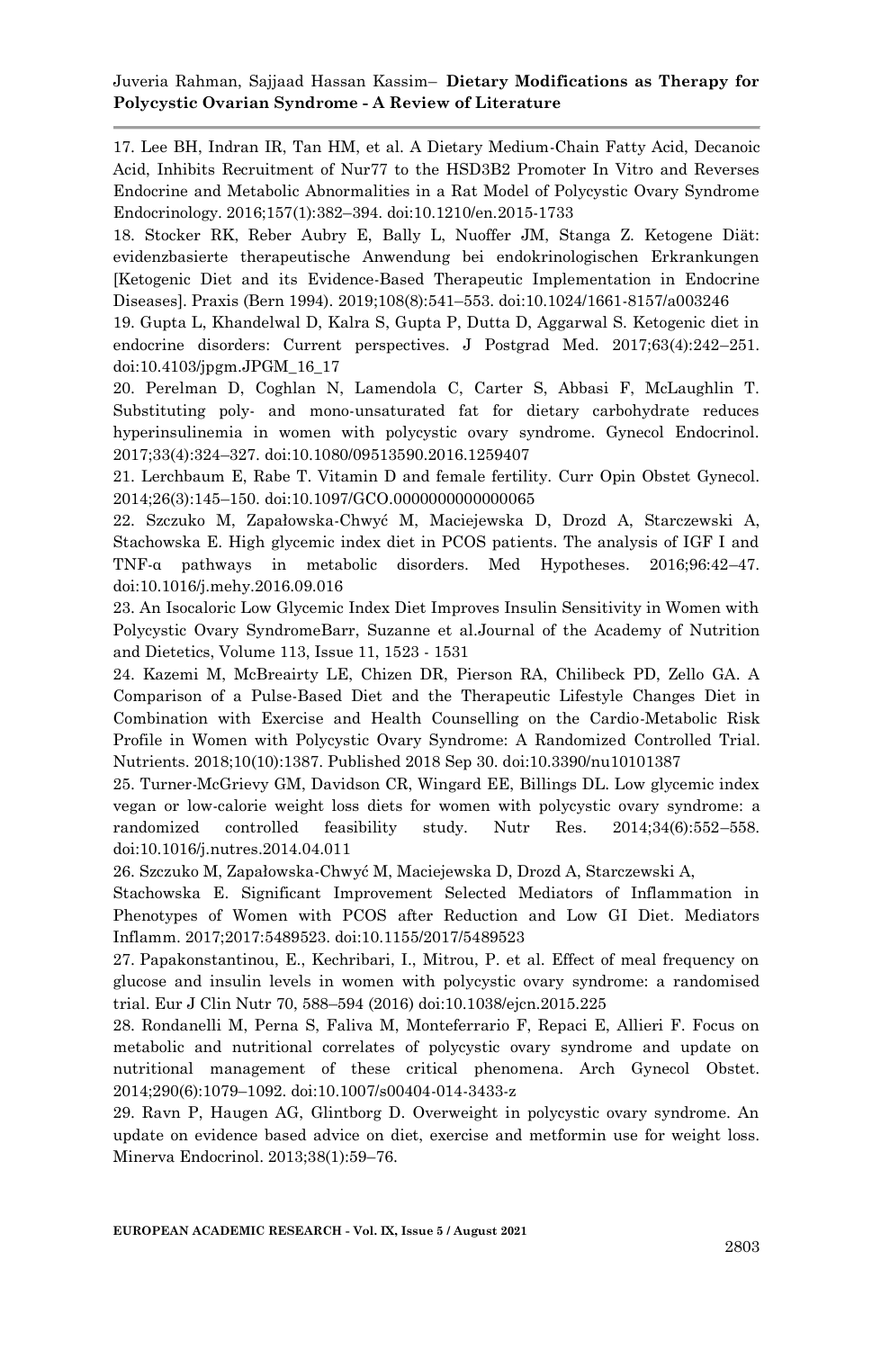17. Lee BH, Indran IR, Tan HM, et al. A Dietary Medium-Chain Fatty Acid, Decanoic Acid, Inhibits Recruitment of Nur77 to the HSD3B2 Promoter In Vitro and Reverses Endocrine and Metabolic Abnormalities in a Rat Model of Polycystic Ovary Syndrome Endocrinology. 2016;157(1):382–394. doi:10.1210/en.2015-1733

18. Stocker RK, Reber Aubry E, Bally L, Nuoffer JM, Stanga Z. Ketogene Diät: evidenzbasierte therapeutische Anwendung bei endokrinologischen Erkrankungen [Ketogenic Diet and its Evidence-Based Therapeutic Implementation in Endocrine Diseases]. Praxis (Bern 1994). 2019;108(8):541–553. doi:10.1024/1661-8157/a003246

19. Gupta L, Khandelwal D, Kalra S, Gupta P, Dutta D, Aggarwal S. Ketogenic diet in endocrine disorders: Current perspectives. J Postgrad Med. 2017;63(4):242–251. doi:10.4103/jpgm.JPGM_16_17

20. Perelman D, Coghlan N, Lamendola C, Carter S, Abbasi F, McLaughlin T. Substituting poly- and mono-unsaturated fat for dietary carbohydrate reduces hyperinsulinemia in women with polycystic ovary syndrome. Gynecol Endocrinol. 2017;33(4):324–327. doi:10.1080/09513590.2016.1259407

21. Lerchbaum E, Rabe T. Vitamin D and female fertility. Curr Opin Obstet Gynecol. 2014;26(3):145–150. doi:10.1097/GCO.0000000000000065

22. Szczuko M, Zapałowska-Chwyć M, Maciejewska D, Drozd A, Starczewski A, Stachowska E. High glycemic index diet in PCOS patients. The analysis of IGF I and TNF-α pathways in metabolic disorders. Med Hypotheses. 2016;96:42–47. doi:10.1016/j.mehy.2016.09.016

23. An Isocaloric Low Glycemic Index Diet Improves Insulin Sensitivity in Women with Polycystic Ovary SyndromeBarr, Suzanne et al.Journal of the Academy of Nutrition and Dietetics, Volume 113, Issue 11, 1523 - 1531

24. Kazemi M, McBreairty LE, Chizen DR, Pierson RA, Chilibeck PD, Zello GA. A Comparison of a Pulse-Based Diet and the Therapeutic Lifestyle Changes Diet in Combination with Exercise and Health Counselling on the Cardio-Metabolic Risk Profile in Women with Polycystic Ovary Syndrome: A Randomized Controlled Trial. Nutrients. 2018;10(10):1387. Published 2018 Sep 30. doi:10.3390/nu10101387

25. Turner-McGrievy GM, Davidson CR, Wingard EE, Billings DL. Low glycemic index vegan or low-calorie weight loss diets for women with polycystic ovary syndrome: a randomized controlled feasibility study. Nutr Res. 2014;34(6):552–558. doi:10.1016/j.nutres.2014.04.011

26. Szczuko M, Zapałowska-Chwyć M, Maciejewska D, Drozd A, Starczewski A, Stachowska E. Significant Improvement Selected Mediators of Inflammation in Phenotypes of Women with PCOS after Reduction and Low GI Diet. Mediators Inflamm. 2017;2017:5489523. doi:10.1155/2017/5489523

27. Papakonstantinou, E., Kechribari, I., Mitrou, P. et al. Effect of meal frequency on glucose and insulin levels in women with polycystic ovary syndrome: a randomised trial. Eur J Clin Nutr 70, 588–594 (2016) doi:10.1038/ejcn.2015.225

28. Rondanelli M, Perna S, Faliva M, Monteferrario F, Repaci E, Allieri F. Focus on metabolic and nutritional correlates of polycystic ovary syndrome and update on nutritional management of these critical phenomena. Arch Gynecol Obstet. 2014;290(6):1079–1092. doi:10.1007/s00404-014-3433-z

29. Ravn P, Haugen AG, Glintborg D. Overweight in polycystic ovary syndrome. An update on evidence based advice on diet, exercise and metformin use for weight loss. Minerva Endocrinol. 2013;38(1):59–76.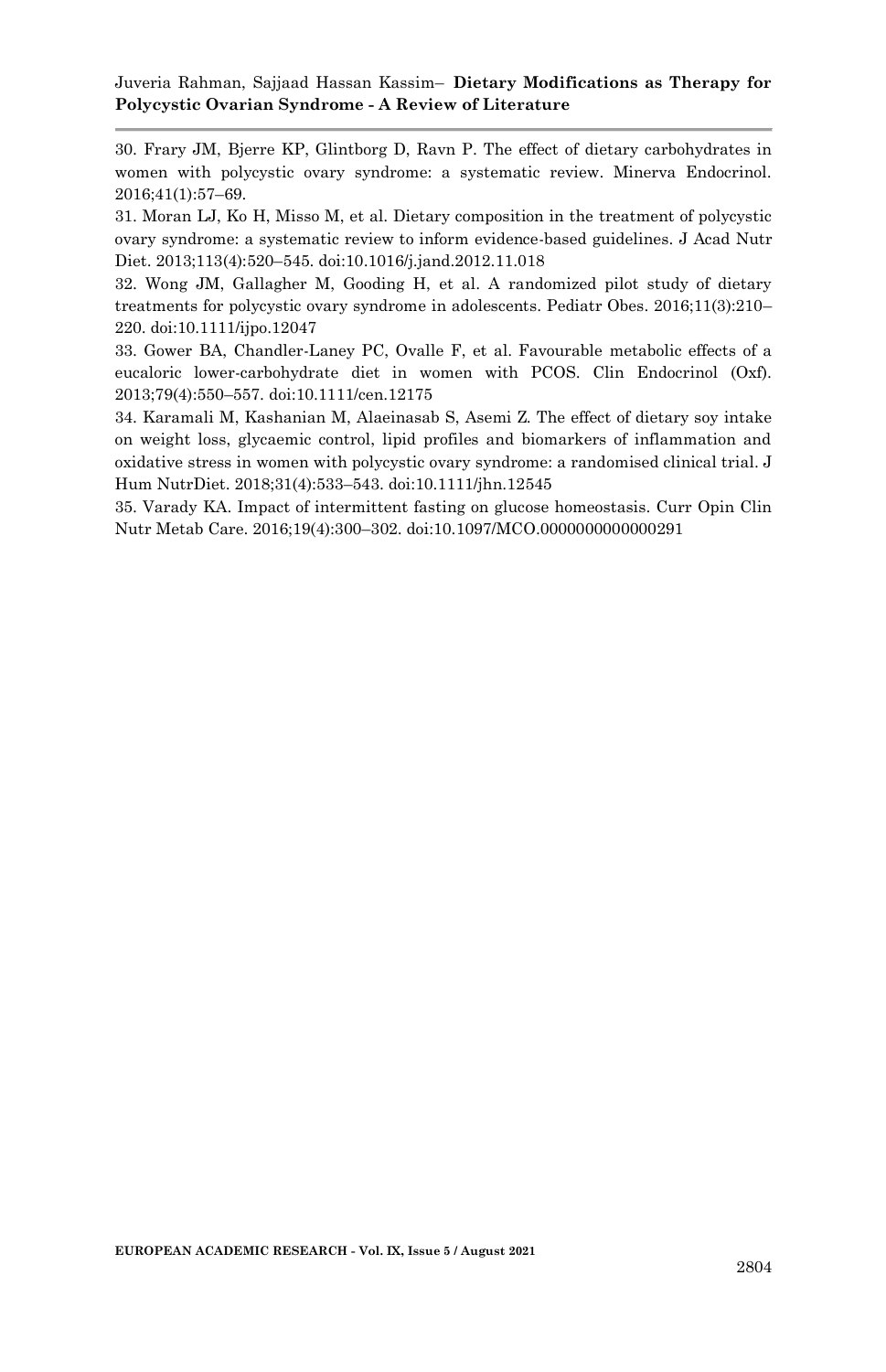30. Frary JM, Bjerre KP, Glintborg D, Ravn P. The effect of dietary carbohydrates in women with polycystic ovary syndrome: a systematic review. Minerva Endocrinol. 2016;41(1):57–69.

31. Moran LJ, Ko H, Misso M, et al. Dietary composition in the treatment of polycystic ovary syndrome: a systematic review to inform evidence-based guidelines. J Acad Nutr Diet. 2013;113(4):520–545. doi:10.1016/j.jand.2012.11.018

32. Wong JM, Gallagher M, Gooding H, et al. A randomized pilot study of dietary treatments for polycystic ovary syndrome in adolescents. Pediatr Obes. 2016;11(3):210–220. doi:10.1111/ijpo.12047

33. Gower BA, Chandler-Laney PC, Ovalle F, et al. Favourable metabolic effects of a eucaloric lower-carbohydrate diet in women with PCOS. Clin Endocrinol (Oxf). 2013;79(4):550–557. doi:10.1111/cen.12175

34. Karamali M, Kashanian M, Alaeinasab S, Asemi Z. The effect of dietary soy intake on weight loss, glycaemic control, lipid profiles and biomarkers of inflammation and oxidative stress in women with polycystic ovary syndrome: a randomised clinical trial. J Hum NutrDiet. 2018;31(4):533–543. doi:10.1111/jhn.12545

35. Varady KA. Impact of intermittent fasting on glucose homeostasis. Curr Opin Clin Nutr Metab Care. 2016;19(4):300–302. doi:10.1097/MCO.0000000000000291